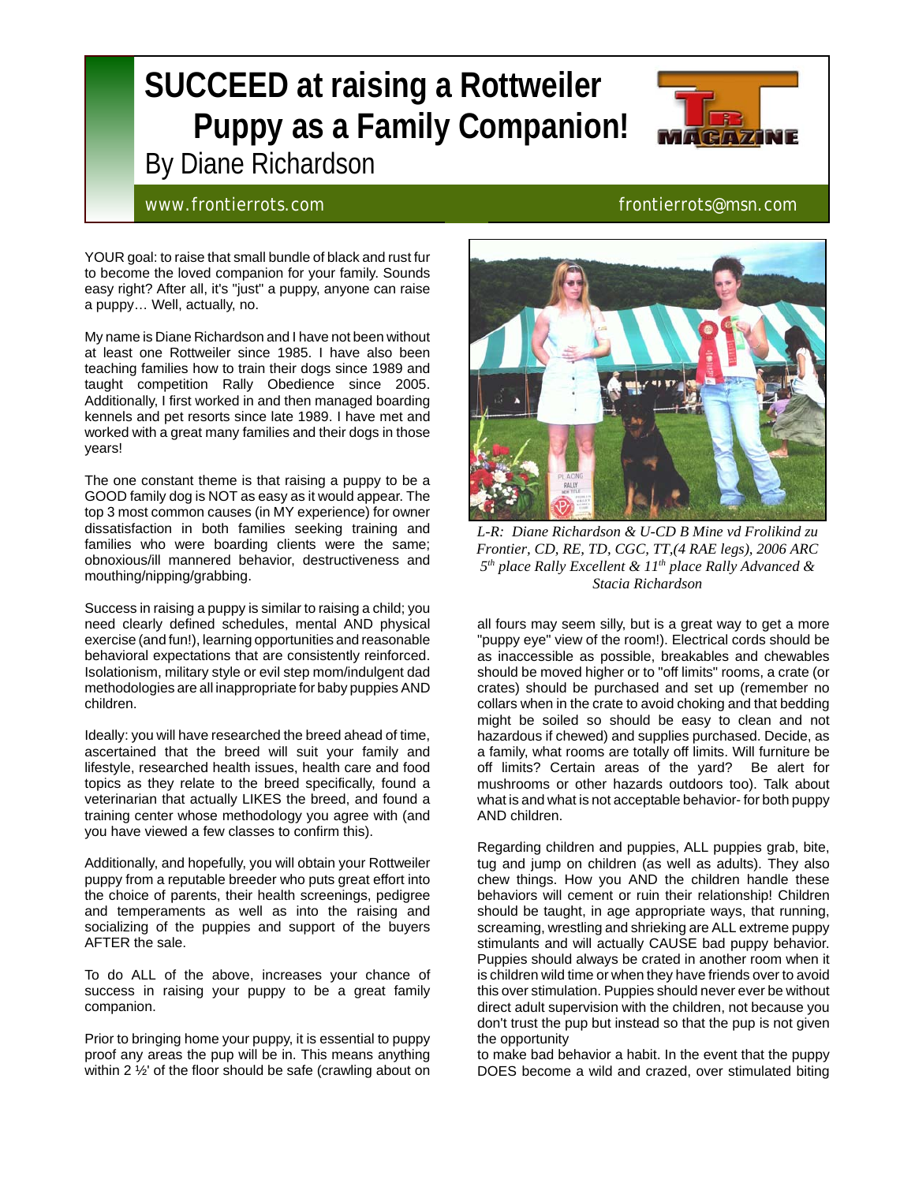# SUCCEED at raising a Rottweiler Puppy as a Family Companion!

By Diane Richardson

www.frontierrots.com frontierrots@msn.com

YOUR goal: to raise that small bundle of black and rust fur to become the loved companion for your family. Sounds easy right? After all, it's "just" a puppy, anyone can raise a puppy… Well, actually, no.

My name is Diane Richardson and I have not been without at least one Rottweiler since 1985. I have also been teaching families how to train their dogs since 1989 and taught competition Rally Obedience since 2005. Additionally, I first worked in and then managed boarding kennels and pet resorts since late 1989. I have met and worked with a great many families and their dogs in those years!

The one constant theme is that raising a puppy to be a GOOD family dog is NOT as easy as it would appear. The top 3 most common causes (in MY experience) for owner dissatisfaction in both families seeking training and families who were boarding clients were the same; obnoxious/ill mannered behavior, destructiveness and mouthing/nipping/grabbing.

Success in raising a puppy is similar to raising a child; you need clearly defined schedules, mental AND physical exercise (and fun!), learning opportunities and reasonable behavioral expectations that are consistently reinforced. Isolationism, military style or evil step mom/indulgent dad methodologies are all inappropriate for baby puppies AND children.

Ideally: you will have researched the breed ahead of time, ascertained that the breed will suit your family and lifestyle, researched health issues, health care and food topics as they relate to the breed specifically, found a veterinarian that actually LIKES the breed, and found a training center whose methodology you agree with (and you have viewed a few classes to confirm this).

Additionally, and hopefully, you will obtain your Rottweiler puppy from a reputable breeder who puts great effort into the choice of parents, their health screenings, pedigree and temperaments as well as into the raising and socializing of the puppies and support of the buyers AFTER the sale.

To do ALL of the above, increases your chance of success in raising your puppy to be a great family companion.

Prior to bringing home your puppy, it is essential to puppy proof any areas the pup will be in. This means anything within 2 ½' of the floor should be safe (crawling about on all fours may seem silly, but is a great way to get a more "puppy eye" view of the room!). Electrical cords should be as inaccessible as possible, breakables and chewables should be moved higher or to "off limits" rooms, a crate (or crates) should be purchased and set up (remember no collars when in the crate to avoid choking and that bedding might be soiled so should be easy to clean and not hazardous if chewed) and supplies purchased. Decide, as a family, what rooms are totally off limits. Will furniture be off limits? Certain areas of the yard? Be alert for mushrooms or other hazards outdoors too). Talk about what is and what is not acceptable behavior- for both puppy AND children.

*L-R: Diane Richardson & U-CD B Mine vd Frolikind zu Frontier, CD, RE, TD, CGC, TT,(4 RAE legs), 2006 ARC 5th place Rally Excellent & 11th place Rally Advanced & Stacia Richardson*

Regarding children and puppies, ALL puppies grab, bite, tug and jump on children (as well as adults). They also chew things. How you AND the children handle these behaviors will cement or ruin their relationship! Children should be taught, in age appropriate ways, that running, screaming, wrestling and shrieking are ALL extreme puppy stimulants and will actually CAUSE bad puppy behavior. Puppies should always be crated in another room when it is children wild time or when they have friends over to avoid this over stimulation. Puppies should never ever be without direct adult supervision with the children, not because you don't trust the pup but instead so that the pup is not given the opportunity to make bad behavior a habit. In the event that the puppy DOES become a wild and crazed, over stimulated biting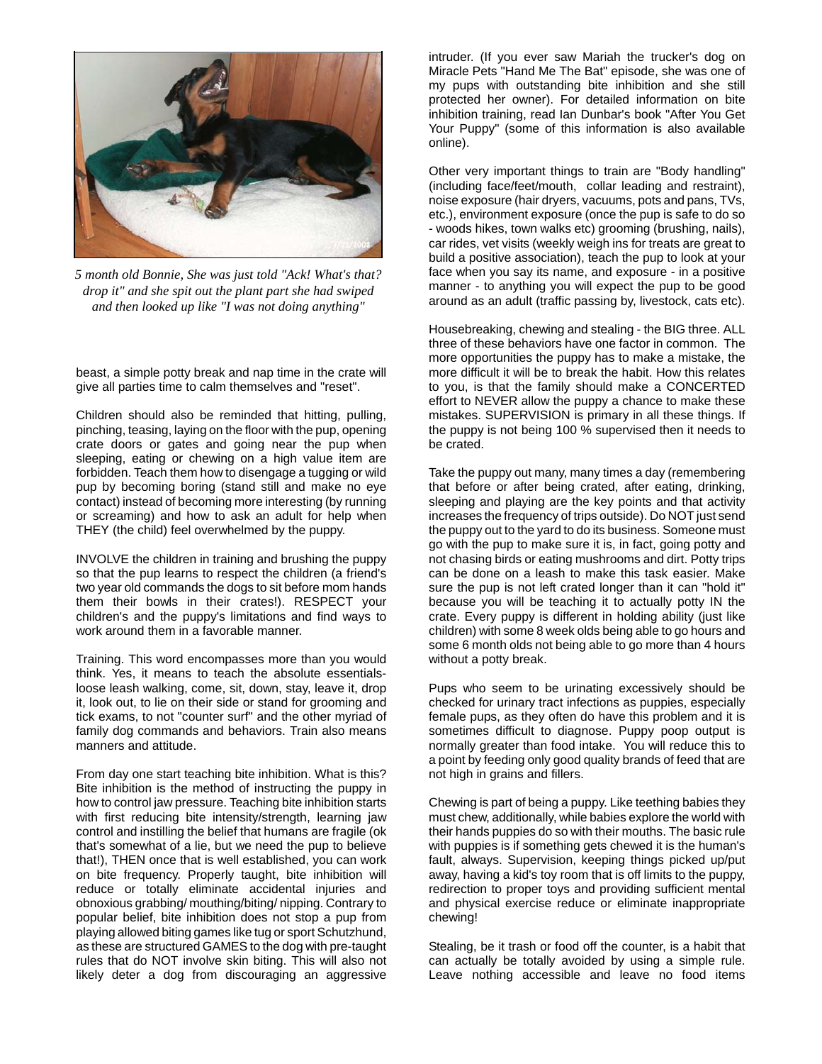*5 month old Bonnie, She was just told "Ack! What's that? drop it" and she spit out the plant part she had swiped and then looked up like "I was not doing anything"*

beast, a simple potty break and nap time in the crate will give all parties time to calm themselves and "reset".

Children should also be reminded that hitting, pulling, pinching, teasing, laying on the floor with the pup, opening crate doors or gates and going near the pup when sleeping, eating or chewing on a high value item are forbidden. Teach them how to disengage a tugging or wild pup by becoming boring (stand still and make no eye contact) instead of becoming more interesting (by running or screaming) and how to ask an adult for help when THEY (the child) feel overwhelmed by the puppy.

INVOLVE the children in training and brushing the puppy so that the pup learns to respect the children (a friend's two year old commands the dogs to sit before mom hands them their bowls in their crates!). RESPECT your children's and the puppy's limitations and find ways to work around them in a favorable manner.

Training. This word encompasses more than you would think. Yes, it means to teach the absolute essentials- loose leash walking, come, sit, down, stay, leave it, drop it, look out, to lie on their side or stand for grooming and tick exams, to not "counter surf" and the other myriad of family dog commands and behaviors. Train also means manners and attitude.

From day one start teaching bite inhibition. What is this? Bite inhibition is the method of instructing the puppy in how to control jaw pressure. Teaching bite inhibition starts with first reducing bite intensity/strength, learning jaw control and instilling the belief that humans are fragile (ok that's somewhat of a lie, but we need the pup to believe that!), THEN once that is well established, you can work on bite frequency. Properly taught, bite inhibition will reduce or totally eliminate accidental injuries and obnoxious grabbing/ mouthing/biting/ nipping. Contrary to popular belief, bite inhibition does not stop a pup from playing allowed biting games like tug or sport Schutzhund, as these are structured GAMES to the dog with pre-taught rules that do NOT involve skin biting. This will also not likely deter a dog from discouraging an aggressive intruder. (If you ever saw Mariah the trucker's dog on Miracle Pets "Hand Me The Bat" episode, she was one of my pups with outstanding bite inhibition and she still protected her owner). For detailed information on bite inhibition training, read Ian Dunbar's book "After You Get Your Puppy" (some of this information is also available online).

Other very important things to train are "Body handling" (including face/feet/mouth, collar leading and restraint), noise exposure (hair dryers, vacuums, pots and pans, TVs, etc.), environment exposure (once the pup is safe to do so - woods hikes, town walks etc) grooming (brushing, nails), car rides, vet visits (weekly weigh ins for treats are great to build a positive association), teach the pup to look at your face when you say its name, and exposure - in a positive manner - to anything you will expect the pup to be good around as an adult (traffic passing by, livestock, cats etc).

Housebreaking, chewing and stealing - the BIG three. ALL three of these behaviors have one factor in common. The more opportunities the puppy has to make a mistake, the more difficult it will be to break the habit. How this relates to you, is that the family should make a CONCERTED effort to NEVER allow the puppy a chance to make these mistakes. SUPERVISION is primary in all these things. If the puppy is not being 100 % supervised then it needs to be crated.

Take the puppy out many, many times a day (remembering that before or after being crated, after eating, drinking, sleeping and playing are the key points and that activity increases the frequency of trips outside). Do NOT just send the puppy out to the yard to do its business. Someone must go with the pup to make sure it is, in fact, going potty and not chasing birds or eating mushrooms and dirt. Potty trips can be done on a leash to make this task easier. Make sure the pup is not left crated longer than it can "hold it" because you will be teaching it to actually potty IN the crate. Every puppy is different in holding ability (just like children) with some 8 week olds being able to go hours and some 6 month olds not being able to go more than 4 hours without a potty break.

Pups who seem to be urinating excessively should be checked for urinary tract infections as puppies, especially female pups, as they often do have this problem and it is sometimes difficult to diagnose. Puppy poop output is normally greater than food intake. You will reduce this to a point by feeding only good quality brands of feed that are not high in grains and fillers.

Chewing is part of being a puppy. Like teething babies they must chew, additionally, while babies explore the world with their hands puppies do so with their mouths. The basic rule with puppies is if something gets chewed it is the human's fault, always. Supervision, keeping things picked up/put away, having a kid's toy room that is off limits to the puppy, redirection to proper toys and providing sufficient mental and physical exercise reduce or eliminate inappropriate chewing!

Stealing, be it trash or food off the counter, is a habit that can actually be totally avoided by using a simple rule. Leave nothing accessible and leave no food items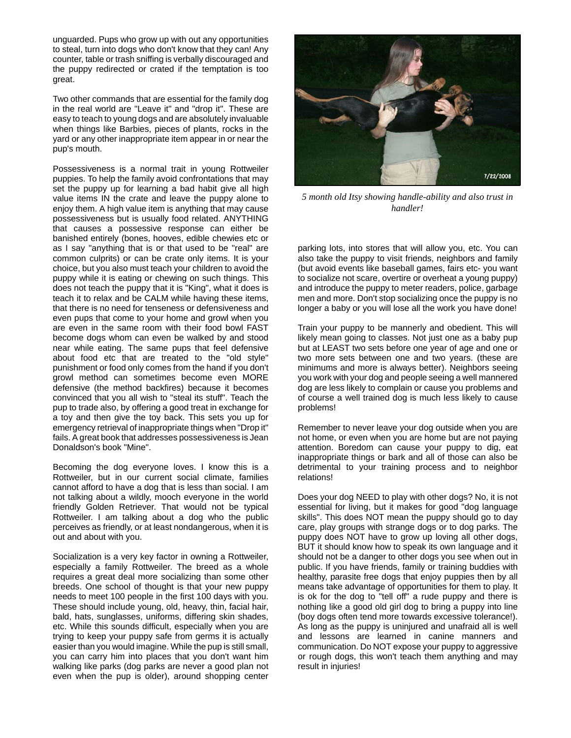unguarded. Pups who grow up with out any opportunities to steal, turn into dogs who don't know that they can! Any counter, table or trash sniffing is verbally discouraged and the puppy redirected or crated if the temptation is too great.

Two other commands that are essential for the family dog in the real world are "Leave it" and "drop it". These are easy to teach to young dogs and are absolutely invaluable when things like Barbies, pieces of plants, rocks in the yard or any other inappropriate item appear in or near the pup's mouth.

Possessiveness is a normal trait in young Rottweiler puppies. To help the family avoid confrontations that may set the puppy up for learning a bad habit give all high value items IN the crate and leave the puppy alone to enjoy them. A high value item is anything that may cause possessiveness but is usually food related. ANYTHING that causes a possessive response can either be banished entirely (bones, hooves, edible chewies etc or as I say "anything that is or that used to be "real" are common culprits) or can be crate only items. It is your choice, but you also must teach your children to avoid the puppy while it is eating or chewing on such things. This does not teach the puppy that it is "King", what it does is teach it to relax and be CALM while having these items, that there is no need for tenseness or defensiveness and even pups that come to your home and growl when you are even in the same room with their food bowl FAST become dogs whom can even be walked by and stood near while eating. The same pups that feel defensive about food etc that are treated to the "old style" punishment or food only comes from the hand if you don't growl method can sometimes become even MORE defensive (the method backfires) because it becomes convinced that you all wish to "steal its stuff". Teach the pup to trade also, by offering a good treat in exchange for a toy and then give the toy back. This sets you up for emergency retrieval of inappropriate things when "Drop it" fails. A great book that addresses possessiveness is Jean Donaldson's book "Mine".

Becoming the dog everyone loves. I know this is a Rottweiler, but in our current social climate, families cannot afford to have a dog that is less than social. I am not talking about a wildly, mooch everyone in the world friendly Golden Retriever. That would not be typical Rottweiler. I am talking about a dog who the public perceives as friendly, or at least nondangerous, when it is out and about with you.

Socialization is a very key factor in owning a Rottweiler, especially a family Rottweiler. The breed as a whole requires a great deal more socializing than some other breeds. One school of thought is that your new puppy needs to meet 100 people in the first 100 days with you. These should include young, old, heavy, thin, facial hair, bald, hats, sunglasses, uniforms, differing skin shades, etc. While this sounds difficult, especially when you are trying to keep your puppy safe from germs it is actually easier than you would imagine. While the pup is still small, you can carry him into places that you don't want him walking like parks (dog parks are never a good plan not even when the pup is older), around shopping center parking lots, into stores that will allow you, etc. You can also take the puppy to visit friends, neighbors and family (but avoid events like baseball games, fairs etc- you want to socialize not scare, overtire or overheat a young puppy) and introduce the puppy to meter readers, police, garbage men and more. Don't stop socializing once the puppy is no longer a baby or you will lose all the work you have done!

*5 month old Itsy showing handle-ability and also trust in handler!*

Train your puppy to be mannerly and obedient. This will likely mean going to classes. Not just one as a baby pup but at LEAST two sets before one year of age and one or two more sets between one and two years. (these are minimums and more is always better). Neighbors seeing you work with your dog and people seeing a well mannered dog are less likely to complain or cause you problems and of course a well trained dog is much less likely to cause problems!

Remember to never leave your dog outside when you are not home, or even when you are home but are not paying attention. Boredom can cause your puppy to dig, eat inappropriate things or bark and all of those can also be detrimental to your training process and to neighbor relations!

Does your dog NEED to play with other dogs? No, it is not essential for living, but it makes for good "dog language skills". This does NOT mean the puppy should go to day care, play groups with strange dogs or to dog parks. The puppy does NOT have to grow up loving all other dogs, BUT it should know how to speak its own language and it should not be a danger to other dogs you see when out in public. If you have friends, family or training buddies with healthy, parasite free dogs that enjoy puppies then by all means take advantage of opportunities for them to play. It is ok for the dog to "tell off" a rude puppy and there is nothing like a good old girl dog to bring a puppy into line (boy dogs often tend more towards excessive tolerance!). As long as the puppy is uninjured and unafraid all is well and lessons are learned in canine manners and communication. Do NOT expose your puppy to aggressive or rough dogs, this won't teach them anything and may result in injuries!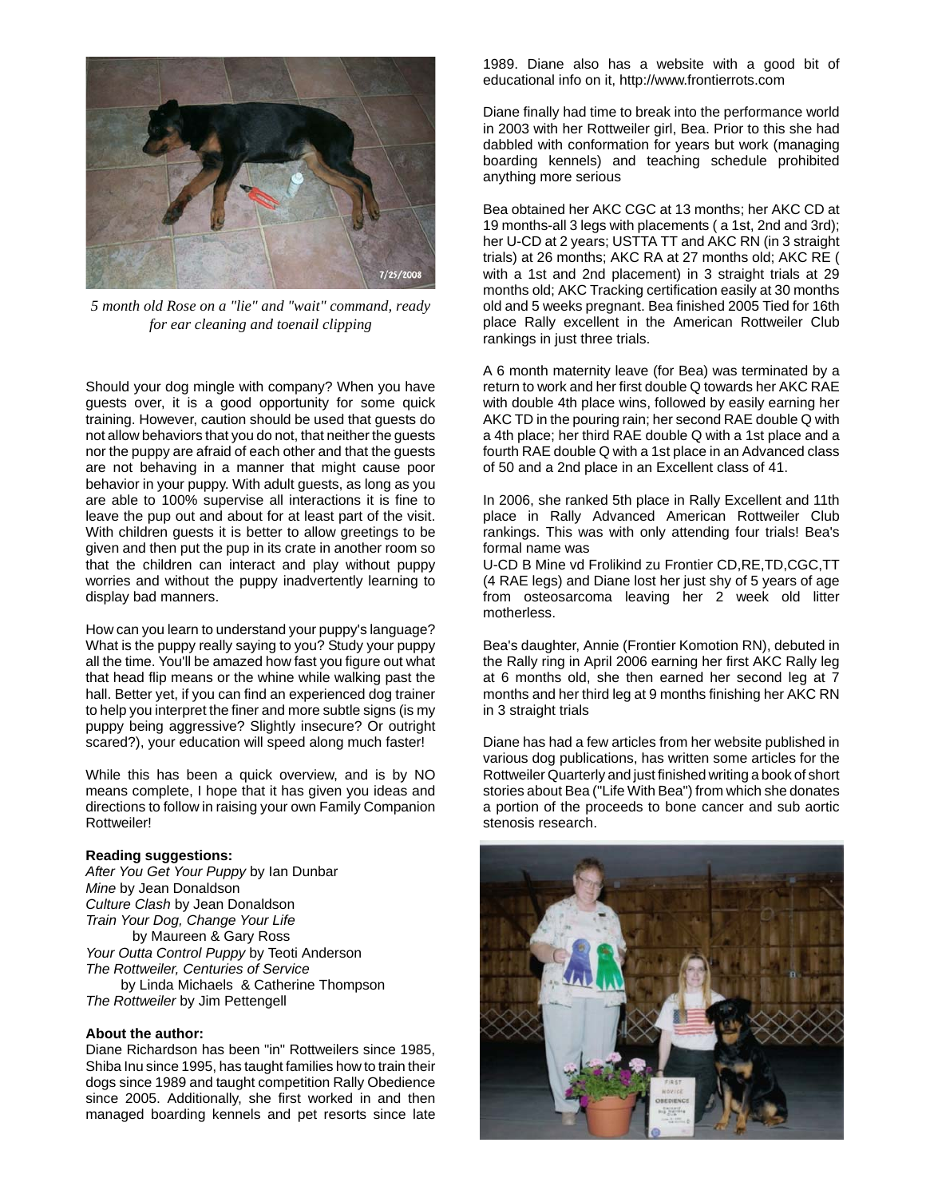*5 month old Rose on a "lie" and "wait" command, ready for ear cleaning and toenail clipping*

Should your dog mingle with company? When you have guests over, it is a good opportunity for some quick training. However, caution should be used that guests do not allow behaviors that you do not, that neither the guests nor the puppy are afraid of each other and that the guests are not behaving in a manner that might cause poor behavior in your puppy. With adult guests, as long as you are able to 100% supervise all interactions it is fine to leave the pup out and about for at least part of the visit. With children guests it is better to allow greetings to be given and then put the pup in its crate in another room so that the children can interact and play without puppy worries and without the puppy inadvertently learning to display bad manners.

How can you learn to understand your puppy's language? What is the puppy really saying to you? Study your puppy all the time. You'll be amazed how fast you figure out what that head flip means or the whine while walking past the hall. Better yet, if you can find an experienced dog trainer to help you interpret the finer and more subtle signs (is my puppy being aggressive? Slightly insecure? Or outright scared?), your education will speed along much faster!

While this has been a quick overview, and is by NO means complete, I hope that it has given you ideas and directions to follow in raising your own Family Companion Rottweiler!

**Reading suggestions:**

*After You Get Your Puppy* by Ian Dunbar
*Mine* by Jean Donaldson
*Culture Clash* by Jean Donaldson
*Train Your Dog, Change Your Life* by Maureen & Gary Ross
*Your Outta Control Puppy* by Teoti Anderson
*The Rottweiler, Centuries of Service* by Linda Michaels & Catherine Thompson
*The Rottweiler* by Jim Pettengell

**About the author:**

Diane Richardson has been "in" Rottweilers since 1985, Shiba Inu since 1995, has taught families how to train their dogs since 1989 and taught competition Rally Obedience since 2005. Additionally, she first worked in and then managed boarding kennels and pet resorts since late 1989. Diane also has a website with a good bit of educational info on it, http://www.frontierrots.com

Diane finally had time to break into the performance world in 2003 with her Rottweiler girl, Bea. Prior to this she had dabbled with conformation for years but work (managing boarding kennels) and teaching schedule prohibited anything more serious

Bea obtained her AKC CGC at 13 months; her AKC CD at 19 months-all 3 legs with placements ( a 1st, 2nd and 3rd); her U-CD at 2 years; USTTA TT and AKC RN (in 3 straight trials) at 26 months; AKC RA at 27 months old; AKC RE ( with a 1st and 2nd placement) in 3 straight trials at 29 months old; AKC Tracking certification easily at 30 months old and 5 weeks pregnant. Bea finished 2005 Tied for 16th place Rally excellent in the American Rottweiler Club rankings in just three trials.

A 6 month maternity leave (for Bea) was terminated by a return to work and her first double Q towards her AKC RAE with double 4th place wins, followed by easily earning her AKC TD in the pouring rain; her second RAE double Q with a 4th place; her third RAE double Q with a 1st place and a fourth RAE double Q with a 1st place in an Advanced class of 50 and a 2nd place in an Excellent class of 41.

In 2006, she ranked 5th place in Rally Excellent and 11th place in Rally Advanced American Rottweiler Club rankings. This was with only attending four trials! Bea's formal name was
U-CD B Mine vd Frolikind zu Frontier CD,RE,TD,CGC,TT (4 RAE legs) and Diane lost her just shy of 5 years of age from osteosarcoma leaving her 2 week old litter motherless.

Bea's daughter, Annie (Frontier Komotion RN), debuted in the Rally ring in April 2006 earning her first AKC Rally leg at 6 months old, she then earned her second leg at 7 months and her third leg at 9 months finishing her AKC RN in 3 straight trials

Diane has had a few articles from her website published in various dog publications, has written some articles for the Rottweiler Quarterly and just finished writing a book of short stories about Bea ("Life With Bea") from which she donates a portion of the proceeds to bone cancer and sub aortic stenosis research.